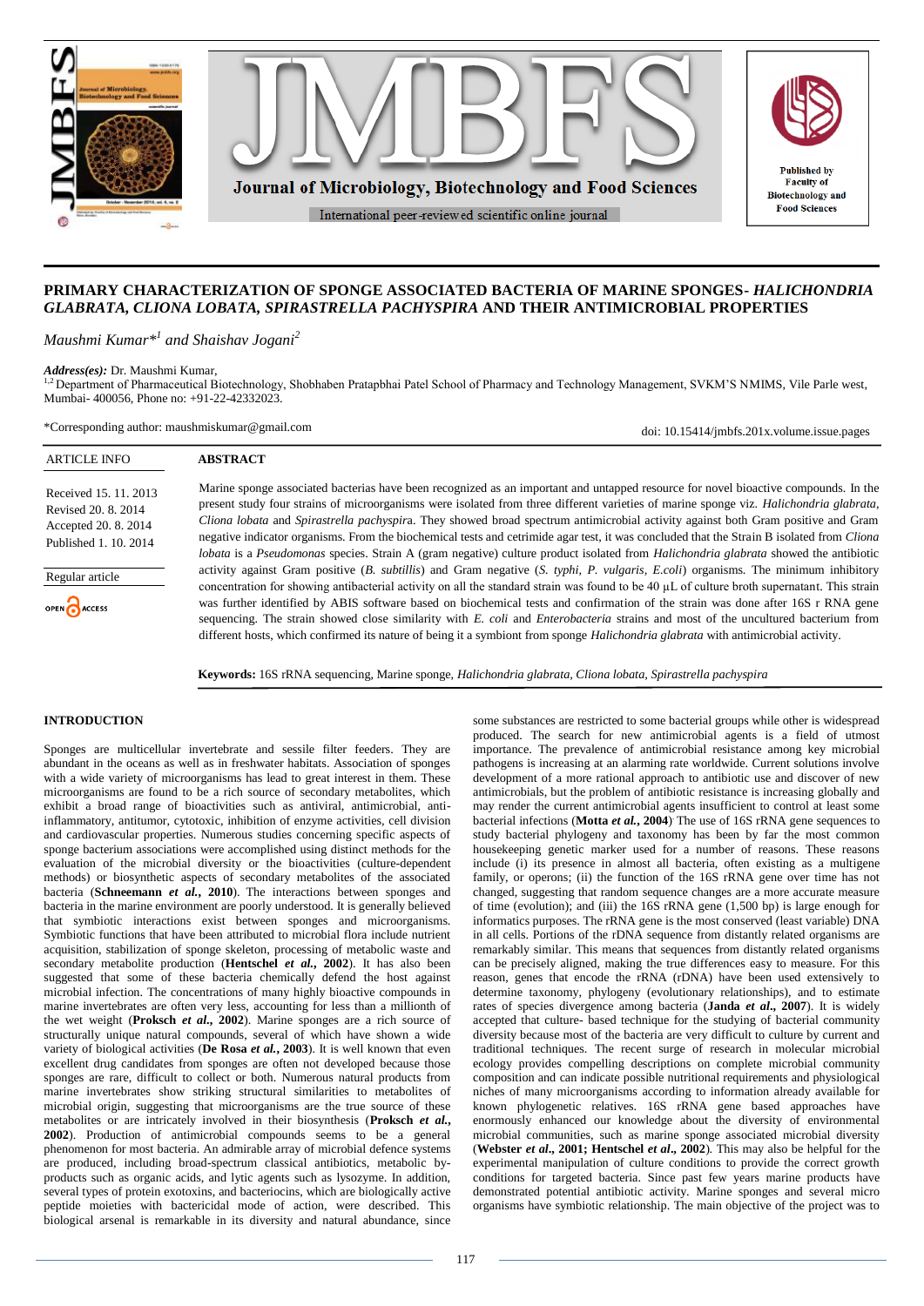# PRIMARY CHARACTERIZATION OF SPONGE ASSOCIATED BACTERIA OF MARINE SPONGES- *HALICHONDRIA GLABRATA, CLIONA LOBATA, SPIRASTRELLA PACHYSPIRA* AND THEIR ANTIMICROBIAL PROPERTIES

*Maushmi Kumar*[*1] *and Shaishav Jogani*[2]

***Address(es):*** Dr. Maushmi Kumar,
[1,2] Department of Pharmaceutical Biotechnology, Shobhaben Pratapbhai Patel School of Pharmacy and Technology Management, SVKM'S NMIMS, Vile Parle west, Mumbai- 400056, Phone no: +91-22-42332023.

*Corresponding author: maushmiskumar@gmail.com

doi: 10.15414/jmbfs.201x.volume.issue.pages

ARTICLE INFO

Received 15. 11. 2013
Revised 20. 8. 2014
Accepted 20. 8. 2014
Published 1. 10. 2014

Regular article

OPEN ACCESS

## ABSTRACT

Marine sponge associated bacterias have been recognized as an important and untapped resource for novel bioactive compounds. In the present study four strains of microorganisms were isolated from three different varieties of marine sponge viz. *Halichondria glabrata, Cliona lobata* and *Spirastrella pachyspir*a. They showed broad spectrum antimicrobial activity against both Gram positive and Gram negative indicator organisms. From the biochemical tests and cetrimide agar test, it was concluded that the Strain B isolated from *Cliona lobata* is a *Pseudomonas* species. Strain A (gram negative) culture product isolated from *Halichondria glabrata* showed the antibiotic activity against Gram positive (*B. subtillis*) and Gram negative (*S. typhi, P. vulgaris, E.coli*) organisms. The minimum inhibitory concentration for showing antibacterial activity on all the standard strain was found to be 40 µL of culture broth supernatant. This strain was further identified by ABIS software based on biochemical tests and confirmation of the strain was done after 16S r RNA gene sequencing. The strain showed close similarity with *E. coli* and *Enterobacteria* strains and most of the uncultured bacterium from different hosts, which confirmed its nature of being it a symbiont from sponge *Halichondria glabrata* with antimicrobial activity.

**Keywords:** 16S rRNA sequencing, Marine sponge, *Halichondria glabrata, Cliona lobata, Spirastrella pachyspira*

## INTRODUCTION

Sponges are multicellular invertebrate and sessile filter feeders. They are abundant in the oceans as well as in freshwater habitats. Association of sponges with a wide variety of microorganisms has lead to great interest in them. These microorganisms are found to be a rich source of secondary metabolites, which exhibit a broad range of bioactivities such as antiviral, antimicrobial, anti-inflammatory, antitumor, cytotoxic, inhibition of enzyme activities, cell division and cardiovascular properties. Numerous studies concerning specific aspects of sponge bacterium associations were accomplished using distinct methods for the evaluation of the microbial diversity or the bioactivities (culture-dependent methods) or biosynthetic aspects of secondary metabolites of the associated bacteria (**Schneemann *et al.*, 2010**). The interactions between sponges and bacteria in the marine environment are poorly understood. It is generally believed that symbiotic interactions exist between sponges and microorganisms. Symbiotic functions that have been attributed to microbial flora include nutrient acquisition, stabilization of sponge skeleton, processing of metabolic waste and secondary metabolite production (**Hentschel *et al.*, 2002**). It has also been suggested that some of these bacteria chemically defend the host against microbial infection. The concentrations of many highly bioactive compounds in marine invertebrates are often very less, accounting for less than a millionth of the wet weight (**Proksch *et al.*, 2002**). Marine sponges are a rich source of structurally unique natural compounds, several of which have shown a wide variety of biological activities (**De Rosa *et al.*, 2003**). It is well known that even excellent drug candidates from sponges are often not developed because those sponges are rare, difficult to collect or both. Numerous natural products from marine invertebrates show striking structural similarities to metabolites of microbial origin, suggesting that microorganisms are the true source of these metabolites or are intricately involved in their biosynthesis (**Proksch *et al.*, 2002**). Production of antimicrobial compounds seems to be a general phenomenon for most bacteria. An admirable array of microbial defence systems are produced, including broad-spectrum classical antibiotics, metabolic by-products such as organic acids, and lytic agents such as lysozyme. In addition, several types of protein exotoxins, and bacteriocins, which are biologically active peptide moieties with bactericidal mode of action, were described. This biological arsenal is remarkable in its diversity and natural abundance, since some substances are restricted to some bacterial groups while other is widespread produced. The search for new antimicrobial agents is a field of utmost importance. The prevalence of antimicrobial resistance among key microbial pathogens is increasing at an alarming rate worldwide. Current solutions involve development of a more rational approach to antibiotic use and discover of new antimicrobials, but the problem of antibiotic resistance is increasing globally and may render the current antimicrobial agents insufficient to control at least some bacterial infections (**Motta *et al.*, 2004**). The use of 16S rRNA gene sequences to study bacterial phylogeny and taxonomy has been by far the most common housekeeping genetic marker used for a number of reasons. These reasons include (i) its presence in almost all bacteria, often existing as a multigene family, or operons; (ii) the function of the 16S rRNA gene over time has not changed, suggesting that random sequence changes are a more accurate measure of time (evolution); and (iii) the 16S rRNA gene (1,500 bp) is large enough for informatics purposes. The rRNA gene is the most conserved (least variable) DNA in all cells. Portions of the rDNA sequence from distantly related organisms are remarkably similar. This means that sequences from distantly related organisms can be precisely aligned, making the true differences easy to measure. For this reason, genes that encode the rRNA (rDNA) have been used extensively to determine taxonomy, phylogeny (evolutionary relationships), and to estimate rates of species divergence among bacteria (**Janda *et al.*, 2007**). It is widely accepted that culture- based technique for the studying of bacterial community diversity because most of the bacteria are very difficult to culture by current and traditional techniques. The recent surge of research in molecular microbial ecology provides compelling descriptions on complete microbial community composition and can indicate possible nutritional requirements and physiological niches of many microorganisms according to information already available for known phylogenetic relatives. 16S rRNA gene based approaches have enormously enhanced our knowledge about the diversity of environmental microbial communities, such as marine sponge associated microbial diversity (**Webster *et al.*, 2001; Hentschel *et al.*, 2002**). This may also be helpful for the experimental manipulation of culture conditions to provide the correct growth conditions for targeted bacteria. Since past few years marine products have demonstrated potential antibiotic activity. Marine sponges and several micro organisms have symbiotic relationship. The main objective of the project was to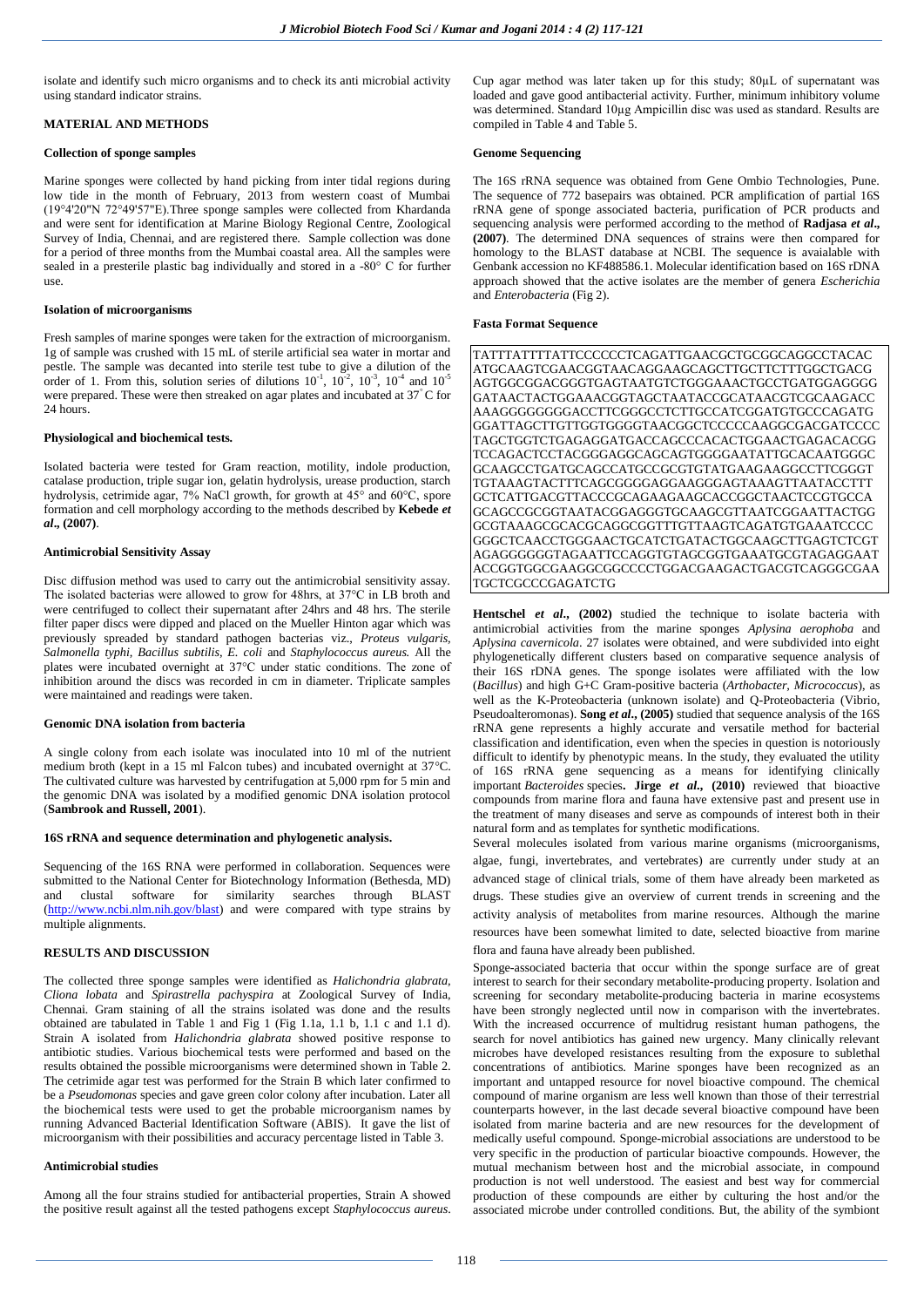isolate and identify such micro organisms and to check its anti microbial activity using standard indicator strains.

## MATERIAL AND METHODS

### Collection of sponge samples

Marine sponges were collected by hand picking from inter tidal regions during low tide in the month of February, 2013 from western coast of Mumbai (19°4'20"N 72°49'57"E).Three sponge samples were collected from Khardanda and were sent for identification at Marine Biology Regional Centre, Zoological Survey of India, Chennai, and are registered there. Sample collection was done for a period of three months from the Mumbai coastal area. All the samples were sealed in a presterile plastic bag individually and stored in a -80° C for further use.

### Isolation of microorganisms

Fresh samples of marine sponges were taken for the extraction of microorganism. 1g of sample was crushed with 15 mL of sterile artificial sea water in mortar and pestle. The sample was decanted into sterile test tube to give a dilution of the order of 1. From this, solution series of dilutions $10^{-1}$, $10^{-2}$, $10^{-3}$, $10^{-4}$ and $10^{-5}$ were prepared. These were then streaked on agar plates and incubated at 37° C for 24 hours.

### Physiological and biochemical tests.

Isolated bacteria were tested for Gram reaction, motility, indole production, catalase production, triple sugar ion, gelatin hydrolysis, urease production, starch hydrolysis, cetrimide agar, 7% NaCl growth, for growth at 45° and 60°C, spore formation and cell morphology according to the methods described by **Kebede *et al*., (2007)**.

### Antimicrobial Sensitivity Assay

Disc diffusion method was used to carry out the antimicrobial sensitivity assay. The isolated bacterias were allowed to grow for 48hrs, at 37°C in LB broth and were centrifuged to collect their supernatant after 24hrs and 48 hrs. The sterile filter paper discs were dipped and placed on the Mueller Hinton agar which was previously spreaded by standard pathogen bacterias viz., *Proteus vulgaris, Salmonella typhi, Bacillus subtilis, E. coli* and *Staphylococcus aureus.* All the plates were incubated overnight at 37°C under static conditions. The zone of inhibition around the discs was recorded in cm in diameter. Triplicate samples were maintained and readings were taken.

### Genomic DNA isolation from bacteria

A single colony from each isolate was inoculated into 10 ml of the nutrient medium broth (kept in a 15 ml Falcon tubes) and incubated overnight at 37°C. The cultivated culture was harvested by centrifugation at 5,000 rpm for 5 min and the genomic DNA was isolated by a modified genomic DNA isolation protocol (**Sambrook and Russell, 2001**).

### 16S rRNA and sequence determination and phylogenetic analysis.

Sequencing of the 16S RNA were performed in collaboration. Sequences were submitted to the National Center for Biotechnology Information (Bethesda, MD) and clustal software for similarity searches through BLAST (http://www.ncbi.nlm.nih.gov/blast) and were compared with type strains by multiple alignments.

## RESULTS AND DISCUSSION

The collected three sponge samples were identified as *Halichondria glabrata, Cliona lobata* and *Spirastrella pachyspira* at Zoological Survey of India, Chennai. Gram staining of all the strains isolated was done and the results obtained are tabulated in Table 1 and Fig 1 (Fig 1.1a, 1.1 b, 1.1 c and 1.1 d). Strain A isolated from *Halichondria glabrata* showed positive response to antibiotic studies. Various biochemical tests were performed and based on the results obtained the possible microorganisms were determined shown in Table 2. The cetrimide agar test was performed for the Strain B which later confirmed to be a *Pseudomonas* species and gave green color colony after incubation. Later all the biochemical tests were used to get the probable microorganism names by running Advanced Bacterial Identification Software (ABIS). It gave the list of microorganism with their possibilities and accuracy percentage listed in Table 3.

### Antimicrobial studies

Among all the four strains studied for antibacterial properties, Strain A showed the positive result against all the tested pathogens except *Staphylococcus aureus*. Cup agar method was later taken up for this study; 80μL of supernatant was loaded and gave good antibacterial activity. Further, minimum inhibitory volume was determined. Standard 10μg Ampicillin disc was used as standard. Results are compiled in Table 4 and Table 5.

### Genome Sequencing

The 16S rRNA sequence was obtained from Gene Ombio Technologies, Pune. The sequence of 772 basepairs was obtained. PCR amplification of partial 16S rRNA gene of sponge associated bacteria, purification of PCR products and sequencing analysis were performed according to the method of **Radjasa *et al*., (2007)**. The determined DNA sequences of strains were then compared for homology to the BLAST database at NCBI. The sequence is avaialable with Genbank accession no KF488586.1. Molecular identification based on 16S rDNA approach showed that the active isolates are the member of genera *Escherichia* and *Enterobacteria* (Fig 2).

### Fasta Format Sequence

```
TATTTATTTTATTCCCCCCTCAGATTGAACGCTGCGGCAGGCCTACAC
ATGCAAGTCGAACGGTAACAGGAAGCAGCTTGCTTCTTTGGCTGACG
AGTGGCGGACGGGTGAGTAATGTCTGGGAAACTGCCTGATGGAGGGG
GATAACTACTGGAAACGGTAGCTAATACCGCATAACGTCGCAAGACC
AAAGGGGGGGGACCTTCGGGCCTCTTGCCATCGGATGTGCCCAGATG
GGATTAGCTTGTTGGTGGGGTAACGGCTCCCCAAGGCGACGATCCCC
TAGCTGGTCTGAGAGGATGACCAGCCACACTGGAACTGAGACACGG
TCCAGACTCCTACGGGAGGCAGCAGTGGGGAATATTGCACAATGGGC
GCAAGCCTGATGCAGCCATGCCGCGTGTATGAAGAAGGCCTTCGGGT
TGTAAAGTACTTTCAGCGGGGAGGAAGGGAGTAAAGTTAATACCTTT
GCTCATTGACGTTACCCGCAGAAGAAGCACCGGCTAACTCCGTGCCA
GCAGCCGCGGTAATACGGAGGGTGCAAGCGTTAATCGGAATTACTGG
GCGTAAAGCGCACGCAGGCGGTTTGTTAAGTCAGATGTGAAATCCCC
GGGCTCAACCTGGGAACTGCATCTGATACTGGCAAGCTTGAGTCTCGT
AGAGGGGGGTAGAATTCCAGGTGTAGCGGTGAAATGCGTAGAGGAAT
ACCGGTGGCGAAGGCGGCCCCTGGACGAAGACTGACGTCAGGGCGAA
TGCTCGCCCGAGATCTG
```

**Hentschel *et al*., (2002)** studied the technique to isolate bacteria with antimicrobial activities from the marine sponges *Aplysina aerophoba* and *Aplysina cavernicola*. 27 isolates were obtained, and were subdivided into eight phylogenetically different clusters based on comparative sequence analysis of their 16S rDNA genes. The sponge isolates were affiliated with the low (*Bacillus*) and high G+C Gram-positive bacteria (*Arthobacter, Micrococcus*), as well as the K-Proteobacteria (unknown isolate) and Q-Proteobacteria (Vibrio, Pseudoalteromonas). **Song *et al*., (2005)** studied that sequence analysis of the 16S rRNA gene represents a highly accurate and versatile method for bacterial classification and identification, even when the species in question is notoriously difficult to identify by phenotypic means. In the study, they evaluated the utility of 16S rRNA gene sequencing as a means for identifying clinically important *Bacteroides* species**. Jirge *et al*., (2010)** reviewed that bioactive compounds from marine flora and fauna have extensive past and present use in the treatment of many diseases and serve as compounds of interest both in their natural form and as templates for synthetic modifications.

Several molecules isolated from various marine organisms (microorganisms, algae, fungi, invertebrates, and vertebrates) are currently under study at an advanced stage of clinical trials, some of them have already been marketed as drugs. These studies give an overview of current trends in screening and the activity analysis of metabolites from marine resources. Although the marine resources have been somewhat limited to date, selected bioactive from marine flora and fauna have already been published.

Sponge-associated bacteria that occur within the sponge surface are of great interest to search for their secondary metabolite-producing property. Isolation and screening for secondary metabolite-producing bacteria in marine ecosystems have been strongly neglected until now in comparison with the invertebrates. With the increased occurrence of multidrug resistant human pathogens, the search for novel antibiotics has gained new urgency. Many clinically relevant microbes have developed resistances resulting from the exposure to sublethal concentrations of antibiotics. Marine sponges have been recognized as an important and untapped resource for novel bioactive compound. The chemical compound of marine organism are less well known than those of their terrestrial counterparts however, in the last decade several bioactive compound have been isolated from marine bacteria and are new resources for the development of medically useful compound. Sponge-microbial associations are understood to be very specific in the production of particular bioactive compounds. However, the mutual mechanism between host and the microbial associate, in compound production is not well understood. The easiest and best way for commercial production of these compounds are either by culturing the host and/or the associated microbe under controlled conditions. But, the ability of the symbiont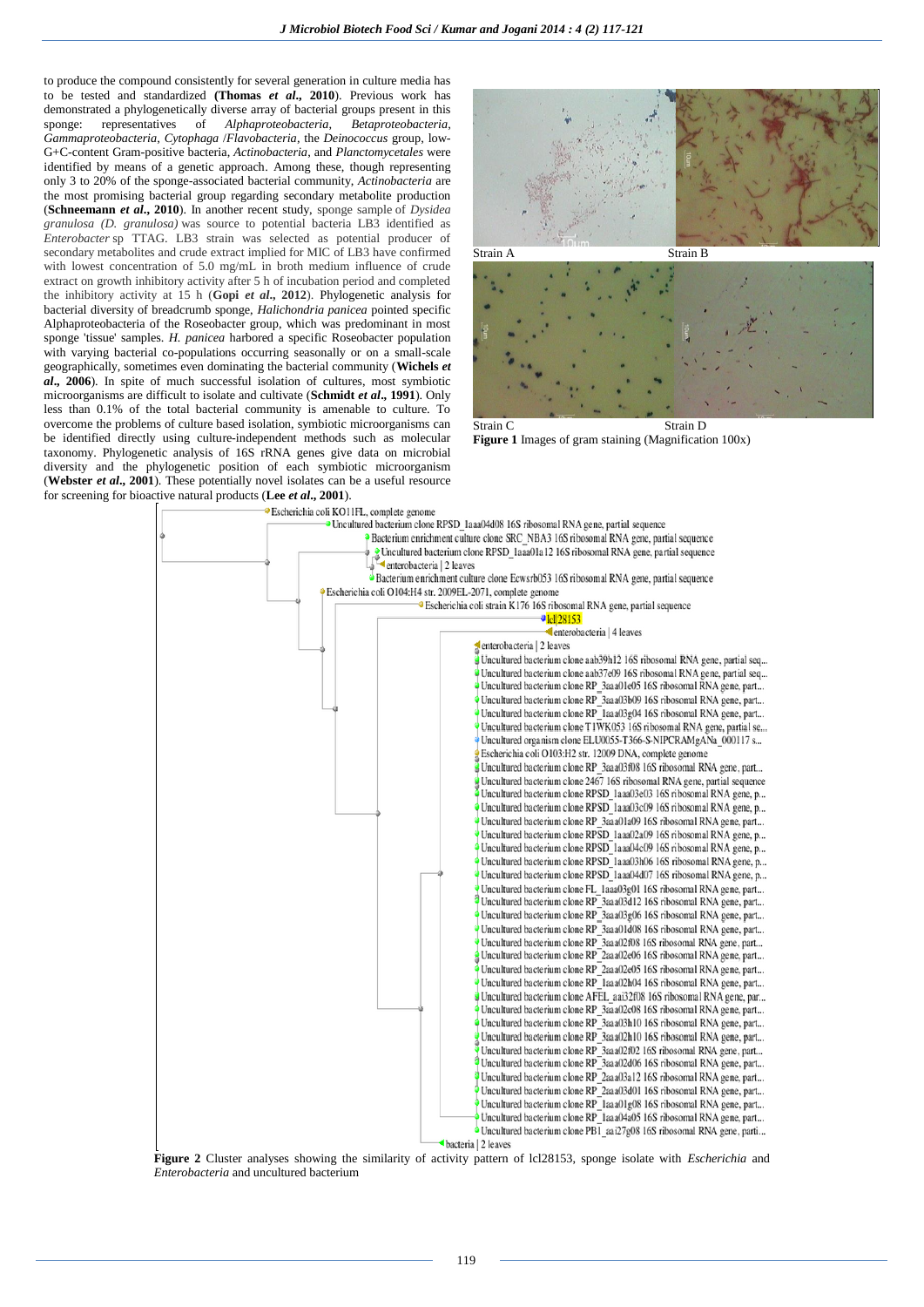to produce the compound consistently for several generation in culture media has to be tested and standardized **(Thomas *et al*., 2010)**. Previous work has demonstrated a phylogenetically diverse array of bacterial groups present in this sponge: representatives of *Alphaproteobacteria*, *Betaproteobacteria*, *Gammaproteobacteria*, *Cytophaga* /*Flavobacteria*, the *Deinococcus* group, low-G+C-content Gram-positive bacteria, *Actinobacteria*, and *Planctomycetales* were identified by means of a genetic approach. Among these, though representing only 3 to 20% of the sponge-associated bacterial community, *Actinobacteria* are the most promising bacterial group regarding secondary metabolite production (**Schneemann *et al*., 2010**). In another recent study, sponge sample of *Dysidea granulosa (D. granulosa)* was source to potential bacteria LB3 identified as *Enterobacter* sp TTAG. LB3 strain was selected as potential producer of secondary metabolites and crude extract implied for MIC of LB3 have confirmed with lowest concentration of 5.0 mg/mL in broth medium influence of crude extract on growth inhibitory activity after 5 h of incubation period and completed the inhibitory activity at 15 h (**Gopi *et al*., 2012**). Phylogenetic analysis for bacterial diversity of breadcrumb sponge, *Halichondria panicea* pointed specific Alphaproteobacteria of the Roseobacter group, which was predominant in most sponge 'tissue' samples. *H. panicea* harbored a specific Roseobacter population with varying bacterial co-populations occurring seasonally or on a small-scale geographically, sometimes even dominating the bacterial community (**Wichels *et al*., 2006**). In spite of much successful isolation of cultures, most symbiotic microorganisms are difficult to isolate and cultivate (**Schmidt *et al*., 1991**). Only less than 0.1% of the total bacterial community is amenable to culture. To overcome the problems of culture based isolation, symbiotic microorganisms can be identified directly using culture-independent methods such as molecular taxonomy. Phylogenetic analysis of 16S rRNA genes give data on microbial diversity and the phylogenetic position of each symbiotic microorganism (**Webster *et al*., 2001**). These potentially novel isolates can be a useful resource for screening for bioactive natural products (**Lee *et al*., 2001**).

Strain A Strain B

Strain C Strain D

**Figure 1** Images of gram staining (Magnification 100x)

**Figure 2** Cluster analyses showing the similarity of activity pattern of lcl28153, sponge isolate with *Escherichia* and *Enterobacteria* and uncultured bacterium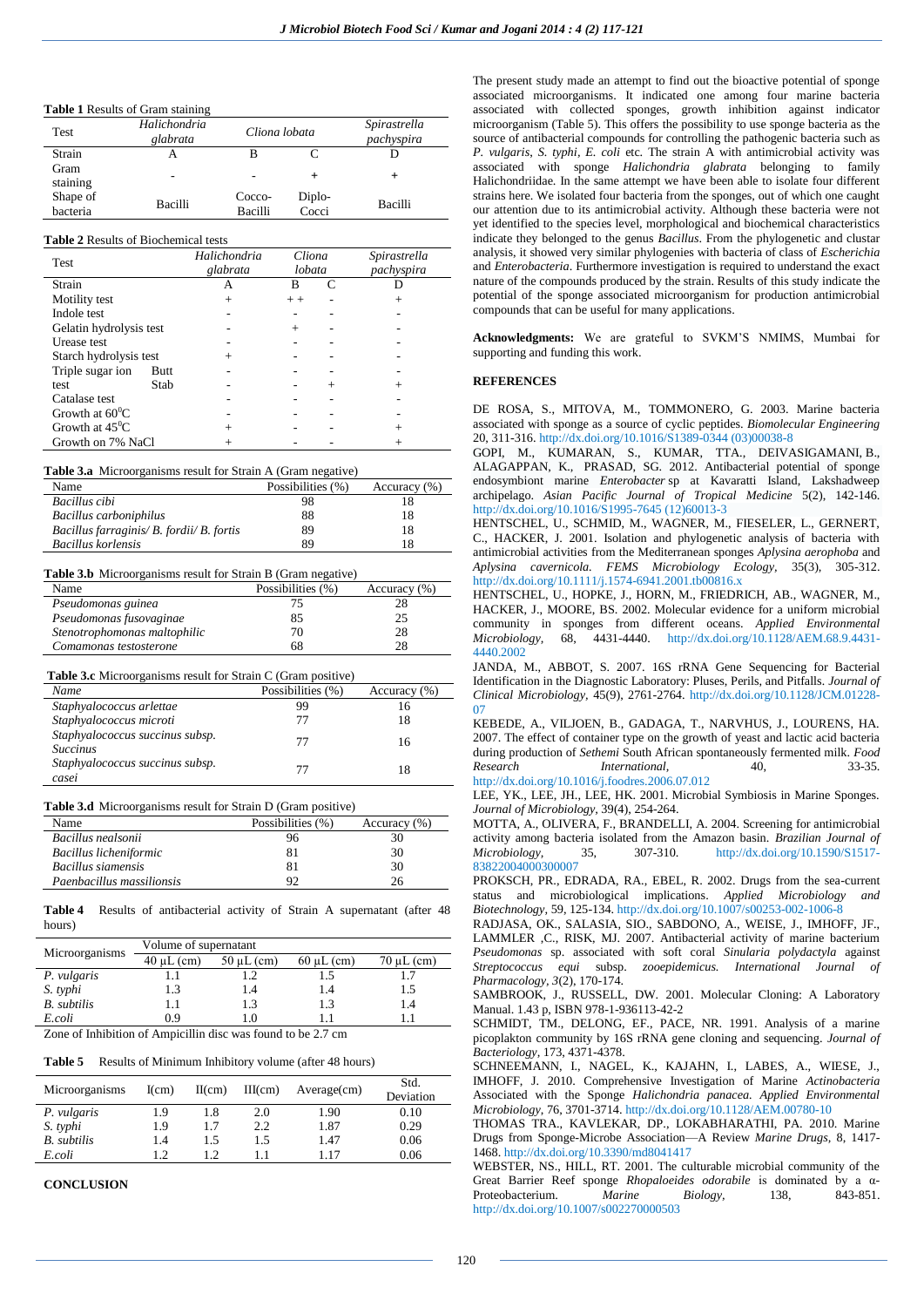**Table 1** Results of Gram staining

| Test | *Halichondria glabrata* | *Cliona lobata* | | *Spirastrella pachyspira* |
|---|---|---|---|---|
| Strain | A | B | C | D |
| Gram staining | - | - | + | + |
| Shape of bacteria | Bacilli | Cocco-Bacilli | Diplo-Cocci | Bacilli |

**Table 2** Results of Biochemical tests

| Test | | *Halichondria glabrata* | *Cliona lobata* | | *Spirastrella pachyspira* |
|---|---|---|---|---|---|
| Strain | | A | B | C | D |
| Motility test | | + | + + | - | + |
| Indole test | | - | - | - | - |
| Gelatin hydrolysis test | | - | + | - | - |
| Urease test | | - | - | - | - |
| Starch hydrolysis test | | + | - | - | - |
| Triple sugar ion test | Butt | - | - | - | - |
| | Stab | - | - | + | + |
| Catalase test | | - | - | - | - |
| Growth at 60$^0$C | | - | - | - | - |
| Growth at 45$^0$C | | + | - | - | + |
| Growth on 7% NaCl | | + | - | - | + |

**Table 3.a** Microorganisms result for Strain A (Gram negative)

| Name | Possibilities (%) | Accuracy (%) |
|---|---|---|
| *Bacillus cibi* | 98 | 18 |
| *Bacillus carboniphilus* | 88 | 18 |
| *Bacillus farraginis/ B. fordii/ B. fortis* | 89 | 18 |
| *Bacillus korlensis* | 89 | 18 |

**Table 3.b** Microorganisms result for Strain B (Gram negative)

| Name | Possibilities (%) | Accuracy (%) |
|---|---|---|
| *Pseudomonas guinea* | 75 | 28 |
| *Pseudomonas fusovaginae* | 85 | 25 |
| *Stenotrophomonas maltophilic* | 70 | 28 |
| *Comamonas testosterone* | 68 | 28 |

**Table 3.c** Microorganisms result for Strain C (Gram positive)

| *Name* | Possibilities (%) | Accuracy (%) |
|---|---|---|
| *Staphyalococcus arlettae* | 99 | 16 |
| *Staphyalococcus microti* | 77 | 18 |
| *Staphyalococcus succinus subsp. Succinus* | 77 | 16 |
| *Staphyalococcus succinus subsp. casei* | 77 | 18 |

**Table 3.d** Microorganisms result for Strain D (Gram positive)

| Name | Possibilities (%) | Accuracy (%) |
|---|---|---|
| *Bacillus nealsonii* | 96 | 30 |
| *Bacillus licheniformic* | 81 | 30 |
| *Bacillus siamensis* | 81 | 30 |
| *Paenbacillus massiliensis* | 92 | 26 |

**Table 4** Results of antibacterial activity of Strain A supernatant (after 48 hours)

| Microorganisms | Volume of supernatant | | | |
|---|---|---|---|---|
| | 40 µL (cm) | 50 µL (cm) | 60 µL (cm) | 70 µL (cm) |
| *P. vulgaris* | 1.1 | 1.2 | 1.5 | 1.7 |
| *S. typhi* | 1.3 | 1.4 | 1.4 | 1.5 |
| *B. subtilis* | 1.1 | 1.3 | 1.3 | 1.4 |
| *E.coli* | 0.9 | 1.0 | 1.1 | 1.1 |

Zone of Inhibition of Ampicillin disc was found to be 2.7 cm

**Table 5** Results of Minimum Inhibitory volume (after 48 hours)

| Microorganisms | I(cm) | II(cm) | III(cm) | Average(cm) | Std. Deviation |
|---|---|---|---|---|---|
| *P. vulgaris* | 1.9 | 1.8 | 2.0 | 1.90 | 0.10 |
| *S. typhi* | 1.9 | 1.7 | 2.2 | 1.87 | 0.29 |
| *B. subtilis* | 1.4 | 1.5 | 1.5 | 1.47 | 0.06 |
| *E.coli* | 1.2 | 1.2 | 1.1 | 1.17 | 0.06 |

## CONCLUSION

The present study made an attempt to find out the bioactive potential of sponge associated microorganisms. It indicated one among four marine bacteria associated with collected sponges, growth inhibition against indicator microorganism (Table 5). This offers the possibility to use sponge bacteria as the source of antibacterial compounds for controlling the pathogenic bacteria such as *P. vulgaris*, *S. typhi, E. coli* etc. The strain A with antimicrobial activity was associated with sponge *Halichondria glabrata* belonging to family Halichondriidae. In the same attempt we have been able to isolate four different strains here. We isolated four bacteria from the sponges, out of which one caught our attention due to its antimicrobial activity. Although these bacteria were not yet identified to the species level, morphological and biochemical characteristics indicate they belonged to the genus *Bacillus*. From the phylogenetic and clustar analysis, it showed very similar phylogenies with bacteria of class of *Escherichia* and *Enterobacteria*. Furthermore investigation is required to understand the exact nature of the compounds produced by the strain. Results of this study indicate the potential of the sponge associated microorganism for production antimicrobial compounds that can be useful for many applications.

**Acknowledgments:** We are grateful to SVKM'S NMIMS, Mumbai for supporting and funding this work.

## REFERENCES

DE ROSA, S., MITOVA, M., TOMMONERO, G. 2003. Marine bacteria associated with sponge as a source of cyclic peptides. *Biomolecular Engineering* 20, 311-316. http://dx.doi.org/10.1016/S1389-0344 (03)00038-8

GOPI, M., KUMARAN, S., KUMAR, TTA., DEIVASIGAMANI, B., ALAGAPPAN, K., PRASAD, SG. 2012. Antibacterial potential of sponge endosymbiont marine *Enterobacter* sp at Kavaratti Island, Lakshadweep archipelago. *Asian Pacific Journal of Tropical Medicine* 5(2), 142-146. http://dx.doi.org/10.1016/S1995-7645 (12)60013-3

HENTSCHEL, U., SCHMID, M., WAGNER, M., FIESELER, L., GERNERT, C., HACKER, J. 2001. Isolation and phylogenetic analysis of bacteria with antimicrobial activities from the Mediterranean sponges *Aplysina aerophoba* and *Aplysina cavernicola. FEMS Microbiology Ecology*, 35(3), 305-312. http://dx.doi.org/10.1111/j.1574-6941.2001.tb00816.x

HENTSCHEL, U., HOPKE, J., HORN, M., FRIEDRICH, AB., WAGNER, M., HACKER, J., MOORE, BS. 2002. Molecular evidence for a uniform microbial community in sponges from different oceans. *Applied Environmental Microbiology,* 68, 4431-4440. http://dx.doi.org/10.1128/AEM.68.9.4431-4440.2002

JANDA, M., ABBOT, S. 2007. 16S rRNA Gene Sequencing for Bacterial Identification in the Diagnostic Laboratory: Pluses, Perils, and Pitfalls. *Journal of Clinical Microbiology*, 45(9), 2761-2764. http://dx.doi.org/10.1128/JCM.01228-07

KEBEDE, A., VILJOEN, B., GADAGA, T., NARVHUS, J., LOURENS, HA. 2007. The effect of container type on the growth of yeast and lactic acid bacteria during production of *Sethemi* South African spontaneously fermented milk. *Food Research International*, 40, 33-35. http://dx.doi.org/10.1016/j.foodres.2006.07.012

LEE, YK., LEE, JH., LEE, HK. 2001. Microbial Symbiosis in Marine Sponges. *Journal of Microbiology*, 39(4), 254-264.

MOTTA, A., OLIVERA, F., BRANDELLI, A. 2004. Screening for antimicrobial activity among bacteria isolated from the Amazon basin. *Brazilian Journal of Microbiology,* 35, 307-310. http://dx.doi.org/10.1590/S1517-83822004000300007

PROKSCH, PR., EDRADA, RA., EBEL, R. 2002. Drugs from the sea-current status and microbiological implications. *Applied Microbiology and Biotechnology*, 59, 125-134. http://dx.doi.org/10.1007/s00253-002-1006-8

RADJASA, OK., SALASIA, SIO., SABDONO, A., WEISE, J., IMHOFF, JF., LAMMLER ,C., RISK, MJ. 2007. Antibacterial activity of marine bacterium *Pseudomonas* sp. associated with soft coral *Sinularia polydactyla* against *Streptococcus equi* subsp. *zooepidemicus. International Journal of Pharmacology*, *3*(2), 170-174.

SAMBROOK, J., RUSSELL, DW. 2001. Molecular Cloning: A Laboratory Manual. 1.43 p, ISBN 978-1-936113-42-2

SCHMIDT, TM., DELONG, EF., PACE, NR. 1991. Analysis of a marine picoplakton community by 16S rRNA gene cloning and sequencing. *Journal of Bacteriology*, 173, 4371-4378.

SCHNEEMANN, I., NAGEL, K., KAJAHN, I., LABES, A., WIESE, J., IMHOFF, J. 2010. Comprehensive Investigation of Marine *Actinobacteria* Associated with the Sponge *Halichondria panacea. Applied Environmental Microbiology*, 76, 3701-3714. http://dx.doi.org/10.1128/AEM.00780-10

THOMAS TRA., KAVLEKAR, DP., LOKABHARATHI, PA. 2010. Marine Drugs from Sponge-Microbe Association—A Review *Marine Drugs*, 8, 1417-1468. http://dx.doi.org/10.3390/md8041417

WEBSTER, NS., HILL, RT. 2001. The culturable microbial community of the Great Barrier Reef sponge *Rhopaloeides odorabile* is dominated by a α-Proteobacterium. *Marine Biology,* 138, 843-851. http://dx.doi.org/10.1007/s002270000503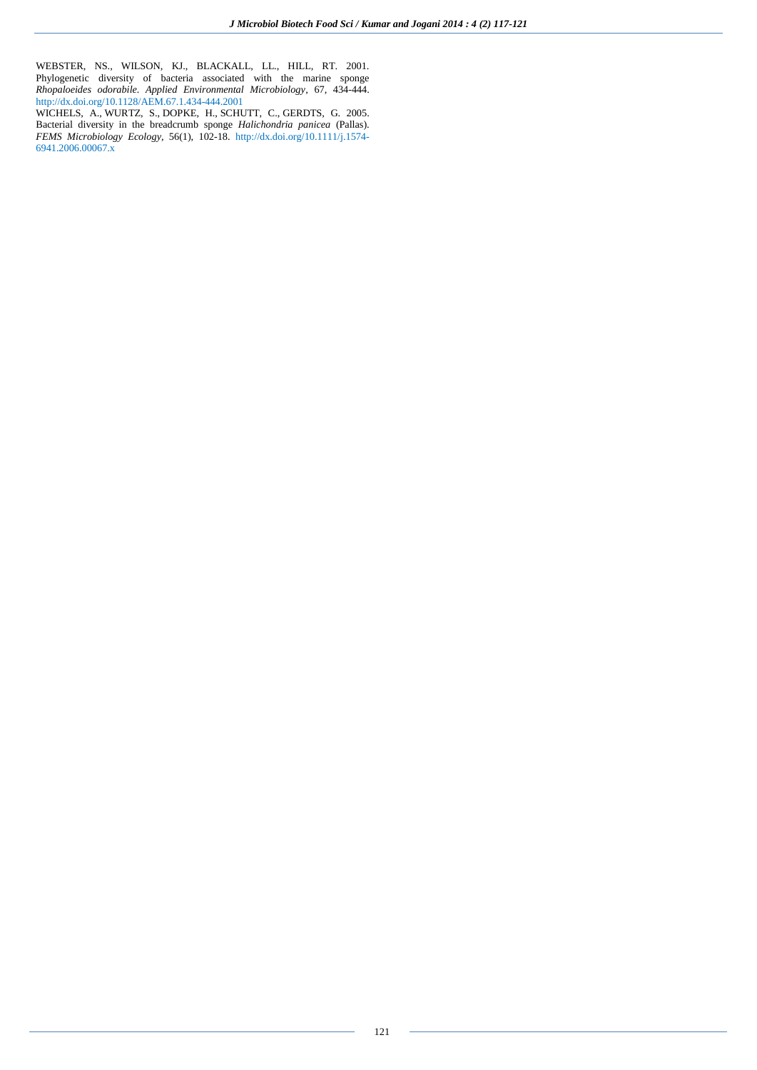WEBSTER, NS., WILSON, KJ., BLACKALL, LL., HILL, RT. 2001. Phylogenetic diversity of bacteria associated with the marine sponge *Rhopaloeides odorabile*. *Applied Environmental Microbiology*, 67, 434-444. http://dx.doi.org/10.1128/AEM.67.1.434-444.2001

WICHELS, A., WURTZ, S., DOPKE, H., SCHUTT, C., GERDTS, G. 2005. Bacterial diversity in the breadcrumb sponge *Halichondria panicea* (Pallas). *FEMS Microbiology Ecology*, 56(1), 102-18. http://dx.doi.org/10.1111/j.1574-6941.2006.00067.x